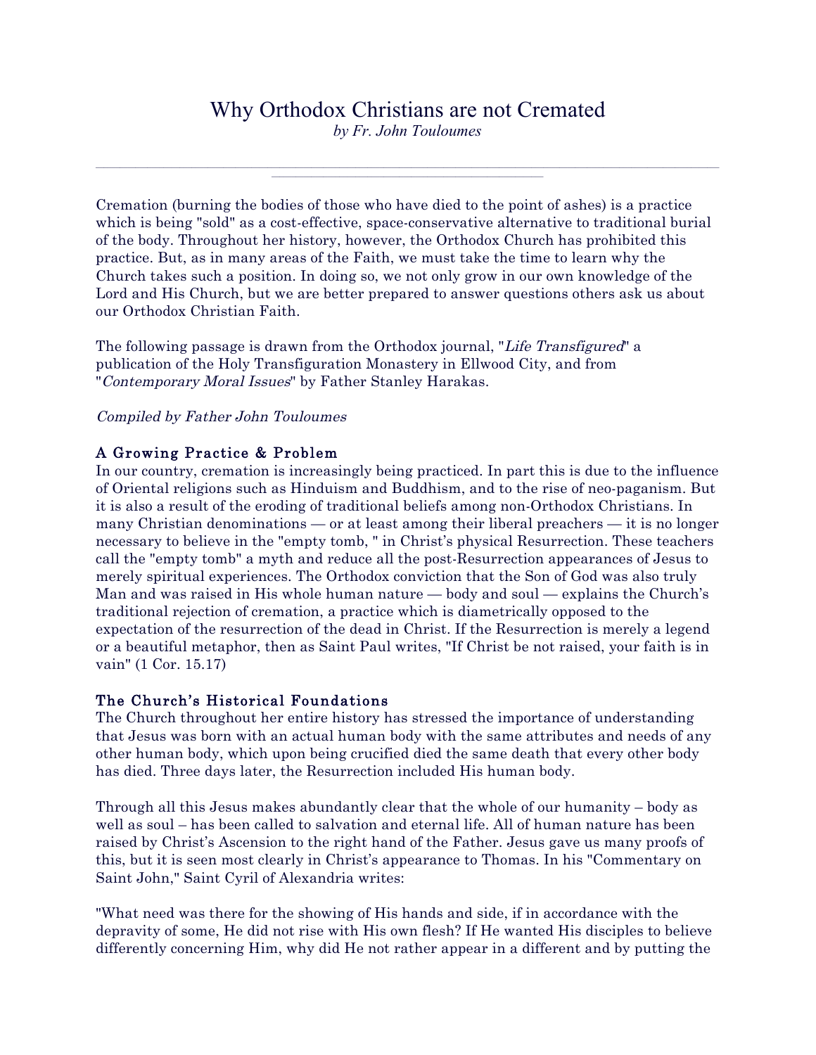# Why Orthodox Christians are not Cremated

*by Fr. John Touloumes*

---

Cremation (burning the bodies of those who have died to the point of ashes) is a practice which is being "sold" as a cost-effective, space-conservative alternative to traditional burial of the body. Throughout her history, however, the Orthodox Church has prohibited this practice. But, as in many areas of the Faith, we must take the time to learn why the Church takes such a position. In doing so, we not only grow in our own knowledge of the Lord and His Church, but we are better prepared to answer questions others ask us about our Orthodox Christian Faith.

The following passage is drawn from the Orthodox journal, "*Life Transfigured*" a publication of the Holy Transfiguration Monastery in Ellwood City, and from "*Contemporary Moral Issues*" by Father Stanley Harakas.

*Compiled by Father John Touloumes*

## A Growing Practice & Problem

In our country, cremation is increasingly being practiced. In part this is due to the influence of Oriental religions such as Hinduism and Buddhism, and to the rise of neo-paganism. But it is also a result of the eroding of traditional beliefs among non-Orthodox Christians. In many Christian denominations — or at least among their liberal preachers — it is no longer necessary to believe in the "empty tomb, " in Christ's physical Resurrection. These teachers call the "empty tomb" a myth and reduce all the post-Resurrection appearances of Jesus to merely spiritual experiences. The Orthodox conviction that the Son of God was also truly Man and was raised in His whole human nature — body and soul — explains the Church's traditional rejection of cremation, a practice which is diametrically opposed to the expectation of the resurrection of the dead in Christ. If the Resurrection is merely a legend or a beautiful metaphor, then as Saint Paul writes, "If Christ be not raised, your faith is in vain" (1 Cor. 15.17)

## The Church's Historical Foundations

The Church throughout her entire history has stressed the importance of understanding that Jesus was born with an actual human body with the same attributes and needs of any other human body, which upon being crucified died the same death that every other body has died. Three days later, the Resurrection included His human body.

Through all this Jesus makes abundantly clear that the whole of our humanity – body as well as soul – has been called to salvation and eternal life. All of human nature has been raised by Christ's Ascension to the right hand of the Father. Jesus gave us many proofs of this, but it is seen most clearly in Christ's appearance to Thomas. In his "Commentary on Saint John," Saint Cyril of Alexandria writes:

"What need was there for the showing of His hands and side, if in accordance with the depravity of some, He did not rise with His own flesh? If He wanted His disciples to believe differently concerning Him, why did He not rather appear in a different and by putting the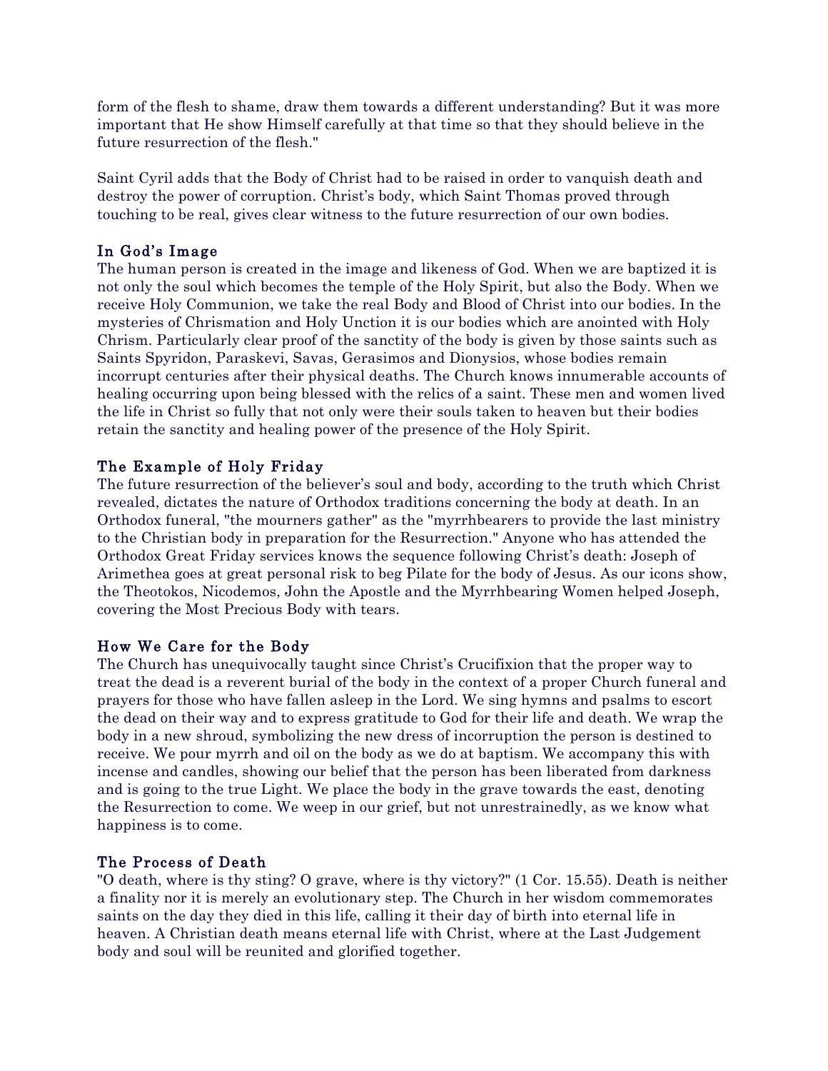form of the flesh to shame, draw them towards a different understanding? But it was more important that He show Himself carefully at that time so that they should believe in the future resurrection of the flesh."

Saint Cyril adds that the Body of Christ had to be raised in order to vanquish death and destroy the power of corruption. Christ's body, which Saint Thomas proved through touching to be real, gives clear witness to the future resurrection of our own bodies.

## In God's Image

The human person is created in the image and likeness of God. When we are baptized it is not only the soul which becomes the temple of the Holy Spirit, but also the Body. When we receive Holy Communion, we take the real Body and Blood of Christ into our bodies. In the mysteries of Chrismation and Holy Unction it is our bodies which are anointed with Holy Chrism. Particularly clear proof of the sanctity of the body is given by those saints such as Saints Spyridon, Paraskevi, Savas, Gerasimos and Dionysios, whose bodies remain incorrupt centuries after their physical deaths. The Church knows innumerable accounts of healing occurring upon being blessed with the relics of a saint. These men and women lived the life in Christ so fully that not only were their souls taken to heaven but their bodies retain the sanctity and healing power of the presence of the Holy Spirit.

## The Example of Holy Friday

The future resurrection of the believer's soul and body, according to the truth which Christ revealed, dictates the nature of Orthodox traditions concerning the body at death. In an Orthodox funeral, "the mourners gather" as the "myrrhbearers to provide the last ministry to the Christian body in preparation for the Resurrection." Anyone who has attended the Orthodox Great Friday services knows the sequence following Christ's death: Joseph of Arimethea goes at great personal risk to beg Pilate for the body of Jesus. As our icons show, the Theotokos, Nicodemos, John the Apostle and the Myrrhbearing Women helped Joseph, covering the Most Precious Body with tears.

## How We Care for the Body

The Church has unequivocally taught since Christ's Crucifixion that the proper way to treat the dead is a reverent burial of the body in the context of a proper Church funeral and prayers for those who have fallen asleep in the Lord. We sing hymns and psalms to escort the dead on their way and to express gratitude to God for their life and death. We wrap the body in a new shroud, symbolizing the new dress of incorruption the person is destined to receive. We pour myrrh and oil on the body as we do at baptism. We accompany this with incense and candles, showing our belief that the person has been liberated from darkness and is going to the true Light. We place the body in the grave towards the east, denoting the Resurrection to come. We weep in our grief, but not unrestrainedly, as we know what happiness is to come.

## The Process of Death

"O death, where is thy sting? O grave, where is thy victory?" (1 Cor. 15.55). Death is neither a finality nor it is merely an evolutionary step. The Church in her wisdom commemorates saints on the day they died in this life, calling it their day of birth into eternal life in heaven. A Christian death means eternal life with Christ, where at the Last Judgement body and soul will be reunited and glorified together.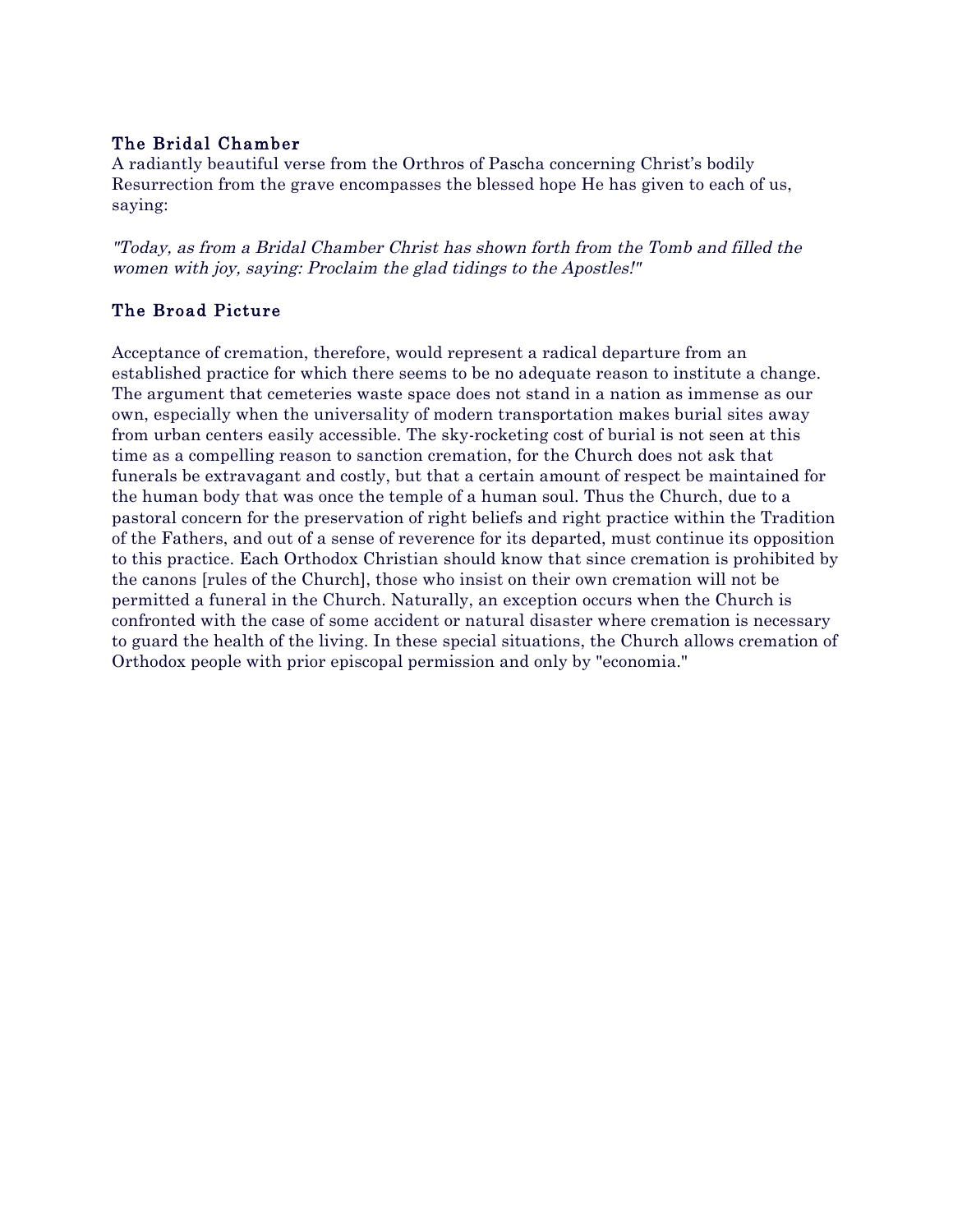### The Bridal Chamber

A radiantly beautiful verse from the Orthros of Pascha concerning Christ's bodily Resurrection from the grave encompasses the blessed hope He has given to each of us, saying:

*"Today, as from a Bridal Chamber Christ has shown forth from the Tomb and filled the women with joy, saying: Proclaim the glad tidings to the Apostles!"*

### The Broad Picture

Acceptance of cremation, therefore, would represent a radical departure from an established practice for which there seems to be no adequate reason to institute a change. The argument that cemeteries waste space does not stand in a nation as immense as our own, especially when the universality of modern transportation makes burial sites away from urban centers easily accessible. The sky-rocketing cost of burial is not seen at this time as a compelling reason to sanction cremation, for the Church does not ask that funerals be extravagant and costly, but that a certain amount of respect be maintained for the human body that was once the temple of a human soul. Thus the Church, due to a pastoral concern for the preservation of right beliefs and right practice within the Tradition of the Fathers, and out of a sense of reverence for its departed, must continue its opposition to this practice. Each Orthodox Christian should know that since cremation is prohibited by the canons [rules of the Church], those who insist on their own cremation will not be permitted a funeral in the Church. Naturally, an exception occurs when the Church is confronted with the case of some accident or natural disaster where cremation is necessary to guard the health of the living. In these special situations, the Church allows cremation of Orthodox people with prior episcopal permission and only by "economia."